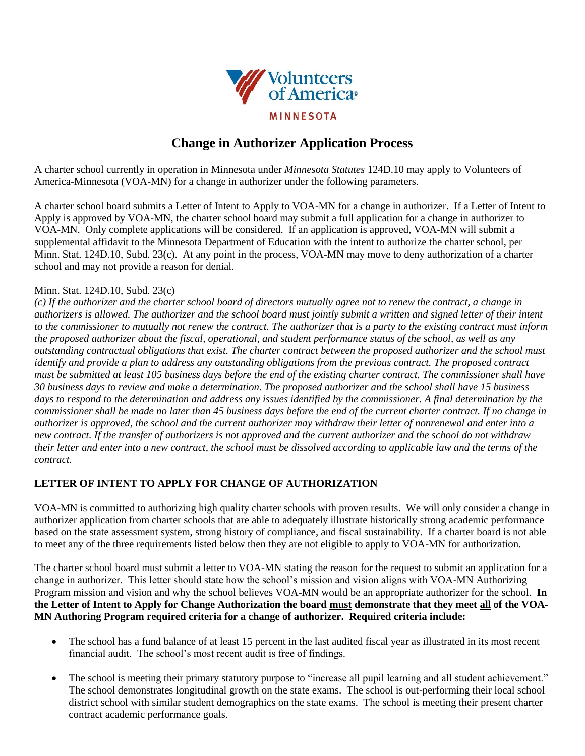Volunteers of America

MINNESOTA

# Change in Authorizer Application Process

A charter school currently in operation in Minnesota under *Minnesota Statutes* 124D.10 may apply to Volunteers of America-Minnesota (VOA-MN) for a change in authorizer under the following parameters.

A charter school board submits a Letter of Intent to Apply to VOA-MN for a change in authorizer. If a Letter of Intent to Apply is approved by VOA-MN, the charter school board may submit a full application for a change in authorizer to VOA-MN. Only complete applications will be considered. If an application is approved, VOA-MN will submit a supplemental affidavit to the Minnesota Department of Education with the intent to authorize the charter school, per Minn. Stat. 124D.10, Subd. 23(c). At any point in the process, VOA-MN may move to deny authorization of a charter school and may not provide a reason for denial.

Minn. Stat. 124D.10, Subd. 23(c)

*(c) If the authorizer and the charter school board of directors mutually agree not to renew the contract, a change in authorizers is allowed. The authorizer and the school board must jointly submit a written and signed letter of their intent to the commissioner to mutually not renew the contract. The authorizer that is a party to the existing contract must inform the proposed authorizer about the fiscal, operational, and student performance status of the school, as well as any outstanding contractual obligations that exist. The charter contract between the proposed authorizer and the school must identify and provide a plan to address any outstanding obligations from the previous contract. The proposed contract must be submitted at least 105 business days before the end of the existing charter contract. The commissioner shall have 30 business days to review and make a determination. The proposed authorizer and the school shall have 15 business days to respond to the determination and address any issues identified by the commissioner. A final determination by the commissioner shall be made no later than 45 business days before the end of the current charter contract. If no change in authorizer is approved, the school and the current authorizer may withdraw their letter of nonrenewal and enter into a new contract. If the transfer of authorizers is not approved and the current authorizer and the school do not withdraw their letter and enter into a new contract, the school must be dissolved according to applicable law and the terms of the contract.*

## LETTER OF INTENT TO APPLY FOR CHANGE OF AUTHORIZATION

VOA-MN is committed to authorizing high quality charter schools with proven results. We will only consider a change in authorizer application from charter schools that are able to adequately illustrate historically strong academic performance based on the state assessment system, strong history of compliance, and fiscal sustainability. If a charter board is not able to meet any of the three requirements listed below then they are not eligible to apply to VOA-MN for authorization.

The charter school board must submit a letter to VOA-MN stating the reason for the request to submit an application for a change in authorizer. This letter should state how the school's mission and vision aligns with VOA-MN Authorizing Program mission and vision and why the school believes VOA-MN would be an appropriate authorizer for the school. **In the Letter of Intent to Apply for Change Authorization the board <u>must</u> demonstrate that they meet <u>all</u> of the VOA-MN Authoring Program required criteria for a change of authorizer. Required criteria include:**

- The school has a fund balance of at least 15 percent in the last audited fiscal year as illustrated in its most recent financial audit. The school's most recent audit is free of findings.
- The school is meeting their primary statutory purpose to "increase all pupil learning and all student achievement." The school demonstrates longitudinal growth on the state exams. The school is out-performing their local school district school with similar student demographics on the state exams. The school is meeting their present charter contract academic performance goals.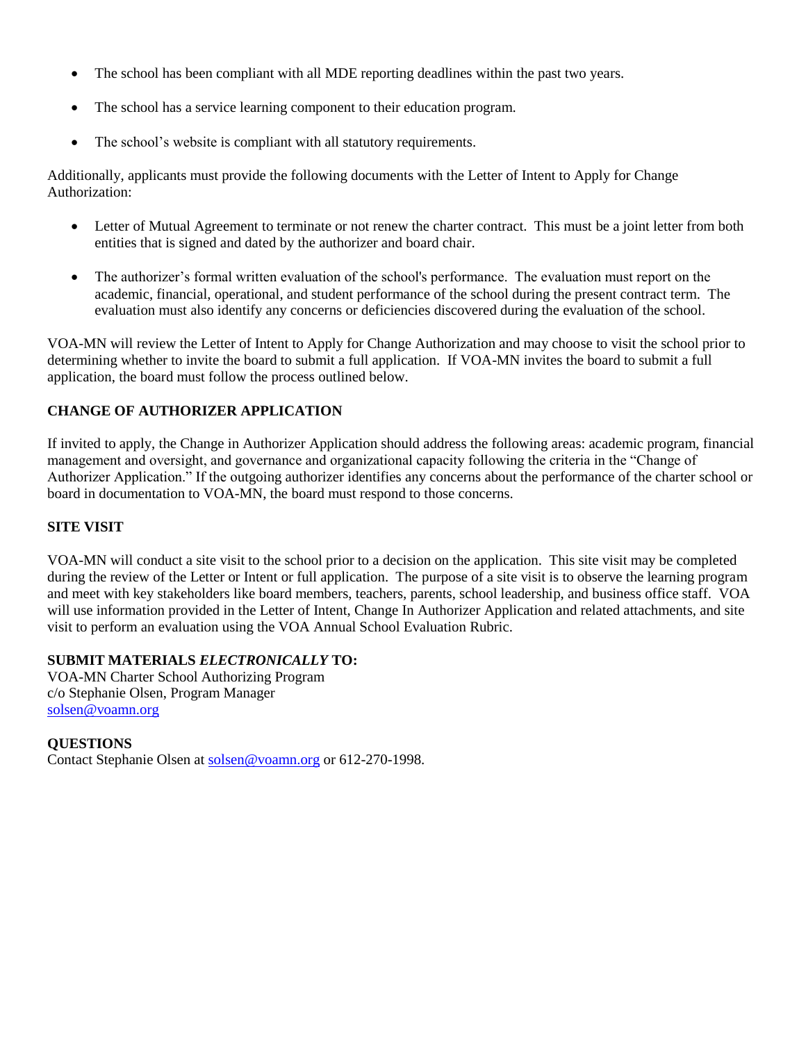- The school has been compliant with all MDE reporting deadlines within the past two years.
- The school has a service learning component to their education program.
- The school's website is compliant with all statutory requirements.

Additionally, applicants must provide the following documents with the Letter of Intent to Apply for Change Authorization:

- Letter of Mutual Agreement to terminate or not renew the charter contract. This must be a joint letter from both entities that is signed and dated by the authorizer and board chair.
- The authorizer's formal written evaluation of the school's performance. The evaluation must report on the academic, financial, operational, and student performance of the school during the present contract term. The evaluation must also identify any concerns or deficiencies discovered during the evaluation of the school.

VOA-MN will review the Letter of Intent to Apply for Change Authorization and may choose to visit the school prior to determining whether to invite the board to submit a full application. If VOA-MN invites the board to submit a full application, the board must follow the process outlined below.

**CHANGE OF AUTHORIZER APPLICATION**

If invited to apply, the Change in Authorizer Application should address the following areas: academic program, financial management and oversight, and governance and organizational capacity following the criteria in the "Change of Authorizer Application." If the outgoing authorizer identifies any concerns about the performance of the charter school or board in documentation to VOA-MN, the board must respond to those concerns.

**SITE VISIT**

VOA-MN will conduct a site visit to the school prior to a decision on the application. This site visit may be completed during the review of the Letter or Intent or full application. The purpose of a site visit is to observe the learning program and meet with key stakeholders like board members, teachers, parents, school leadership, and business office staff. VOA will use information provided in the Letter of Intent, Change In Authorizer Application and related attachments, and site visit to perform an evaluation using the VOA Annual School Evaluation Rubric.

**SUBMIT MATERIALS *ELECTRONICALLY* TO:**
VOA-MN Charter School Authorizing Program
c/o Stephanie Olsen, Program Manager
solsen@voamn.org

**QUESTIONS**
Contact Stephanie Olsen at solsen@voamn.org or 612-270-1998.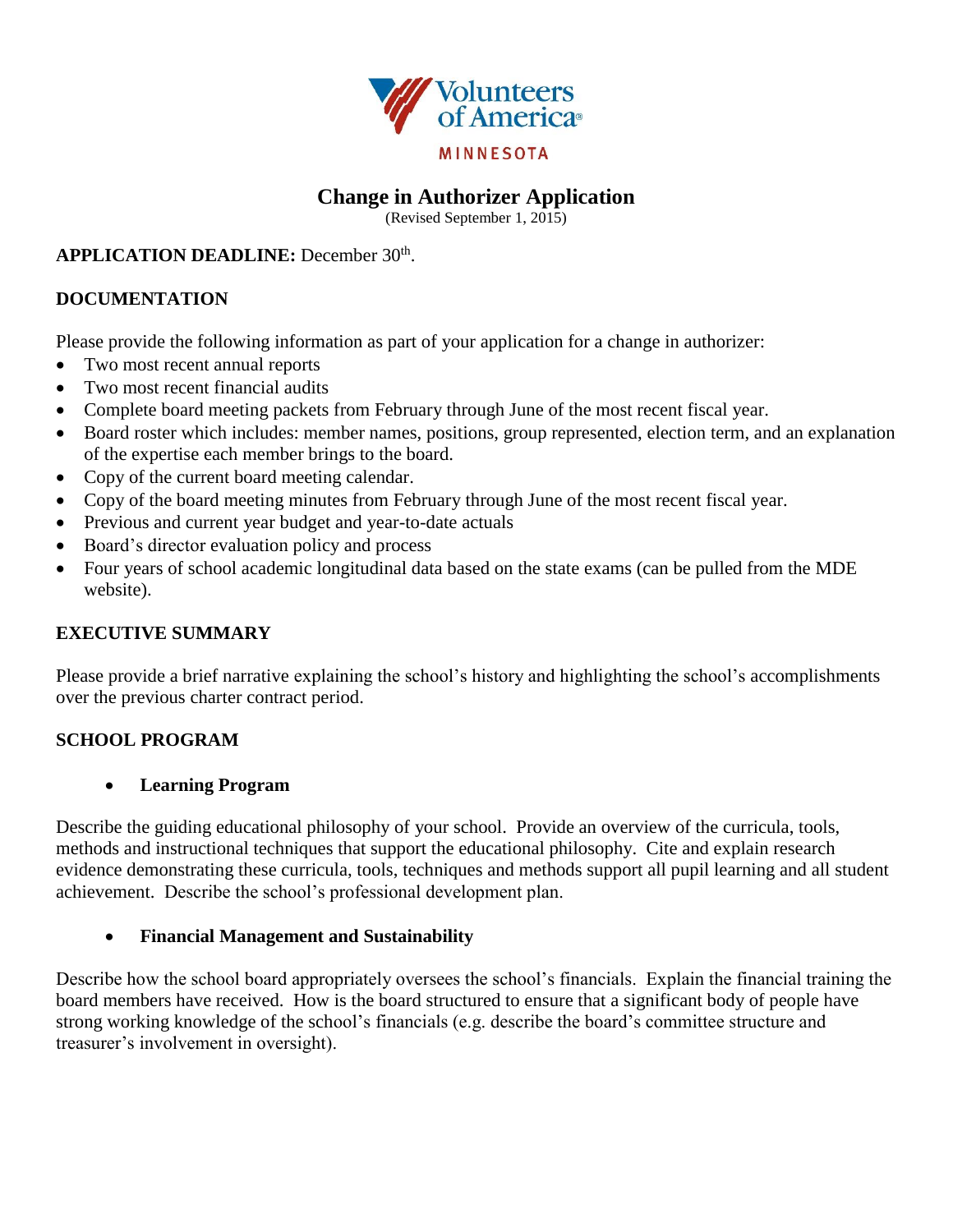# Change in Authorizer Application

(Revised September 1, 2015)

**APPLICATION DEADLINE:** December 30th.

**DOCUMENTATION**

Please provide the following information as part of your application for a change in authorizer:

- Two most recent annual reports
- Two most recent financial audits
- Complete board meeting packets from February through June of the most recent fiscal year.
- Board roster which includes: member names, positions, group represented, election term, and an explanation of the expertise each member brings to the board.
- Copy of the current board meeting calendar.
- Copy of the board meeting minutes from February through June of the most recent fiscal year.
- Previous and current year budget and year-to-date actuals
- Board's director evaluation policy and process
- Four years of school academic longitudinal data based on the state exams (can be pulled from the MDE website).

**EXECUTIVE SUMMARY**

Please provide a brief narrative explaining the school's history and highlighting the school's accomplishments over the previous charter contract period.

**SCHOOL PROGRAM**

- **Learning Program**

Describe the guiding educational philosophy of your school. Provide an overview of the curricula, tools, methods and instructional techniques that support the educational philosophy. Cite and explain research evidence demonstrating these curricula, tools, techniques and methods support all pupil learning and all student achievement. Describe the school's professional development plan.

- **Financial Management and Sustainability**

Describe how the school board appropriately oversees the school's financials. Explain the financial training the board members have received. How is the board structured to ensure that a significant body of people have strong working knowledge of the school's financials (e.g. describe the board's committee structure and treasurer's involvement in oversight).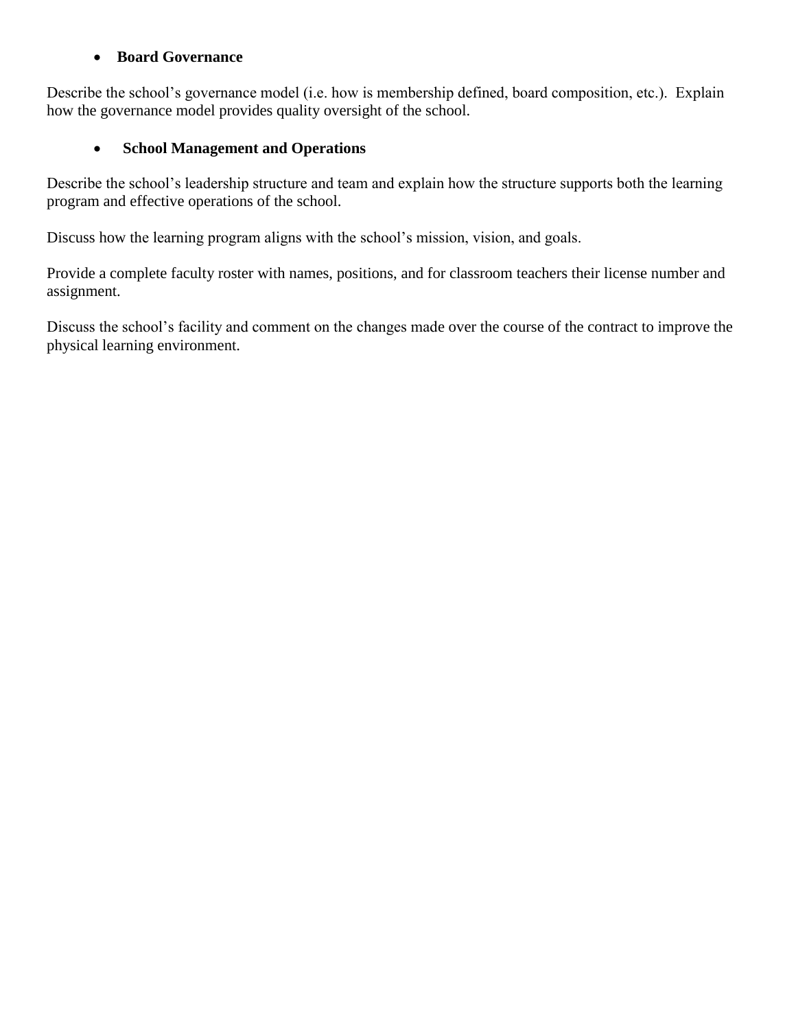- **Board Governance**

Describe the school's governance model (i.e. how is membership defined, board composition, etc.). Explain how the governance model provides quality oversight of the school.

- **School Management and Operations**

Describe the school's leadership structure and team and explain how the structure supports both the learning program and effective operations of the school.

Discuss how the learning program aligns with the school's mission, vision, and goals.

Provide a complete faculty roster with names, positions, and for classroom teachers their license number and assignment.

Discuss the school's facility and comment on the changes made over the course of the contract to improve the physical learning environment.